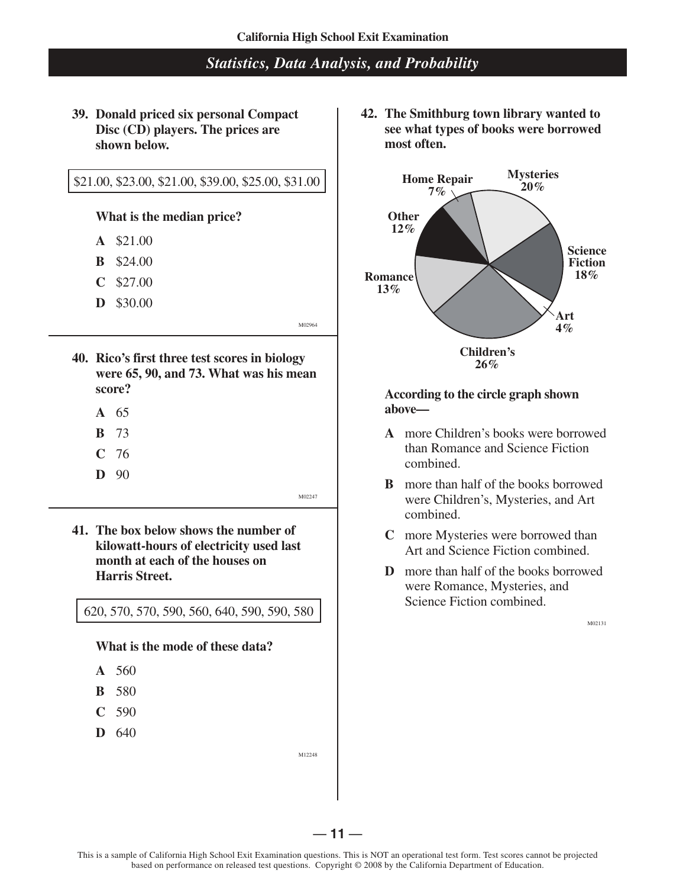## Statistics, Data Analysis, and Probability

**39. Donald priced six personal Compact Disc (CD) players. The prices are shown below.**

| $21.00, $23.00, $21.00, $39.00, $25.00, $31.00 |
|---|

**What is the median price?**

- **A** $21.00
- **B** $24.00
- **C** $27.00
- **D** $30.00

M02964

**40. Rico's first three test scores in biology were 65, 90, and 73. What was his mean score?**

- **A** 65
- **B** 73
- **C** 76
- **D** 90

M02247

**41. The box below shows the number of kilowatt-hours of electricity used last month at each of the houses on Harris Street.**

| 620, 570, 570, 590, 560, 640, 590, 590, 580 |
|---|

**What is the mode of these data?**

- **A** 560
- **B** 580
- **C** 590
- **D** 640

M12248

**42. The Smithburg town library wanted to see what types of books were borrowed most often.**

Home Repair 7%
Mysteries 20%
Other 12%
Science Fiction 18%
Romance 13%
Art 4%
Children's 26%

**According to the circle graph shown above—**

- **A** more Children's books were borrowed than Romance and Science Fiction combined.
- **B** more than half of the books borrowed were Children's, Mysteries, and Art combined.
- **C** more Mysteries were borrowed than Art and Science Fiction combined.
- **D** more than half of the books borrowed were Romance, Mysteries, and Science Fiction combined.

M02131

This is a sample of California High School Exit Examination questions. This is NOT an operational test form. Test scores cannot be projected based on performance on released test questions. Copyright © 2008 by the California Department of Education.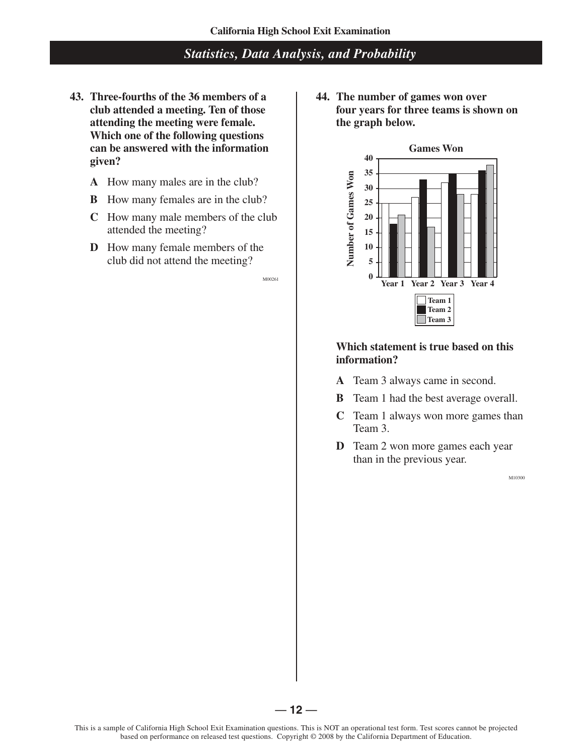## Statistics, Data Analysis, and Probability

**43. Three-fourths of the 36 members of a club attended a meeting. Ten of those attending the meeting were female. Which one of the following questions can be answered with the information given?**

- **A** How many males are in the club?
- **B** How many females are in the club?
- **C** How many male members of the club attended the meeting?
- **D** How many female members of the club did not attend the meeting?

M00261

**44. The number of games won over four years for three teams is shown on the graph below.**

**Games Won**

| | Team 1 | Team 2 | Team 3 |
|---|---|---|---|
| Year 1 | 25 | 18 | 21 |
| Year 2 | 27 | 33 | 17 |
| Year 3 | 32 | 35 | 28 |
| Year 4 | 28 | 36 | 38 |

**Which statement is true based on this information?**

- **A** Team 3 always came in second.
- **B** Team 1 had the best average overall.
- **C** Team 1 always won more games than Team 3.
- **D** Team 2 won more games each year than in the previous year.

M10300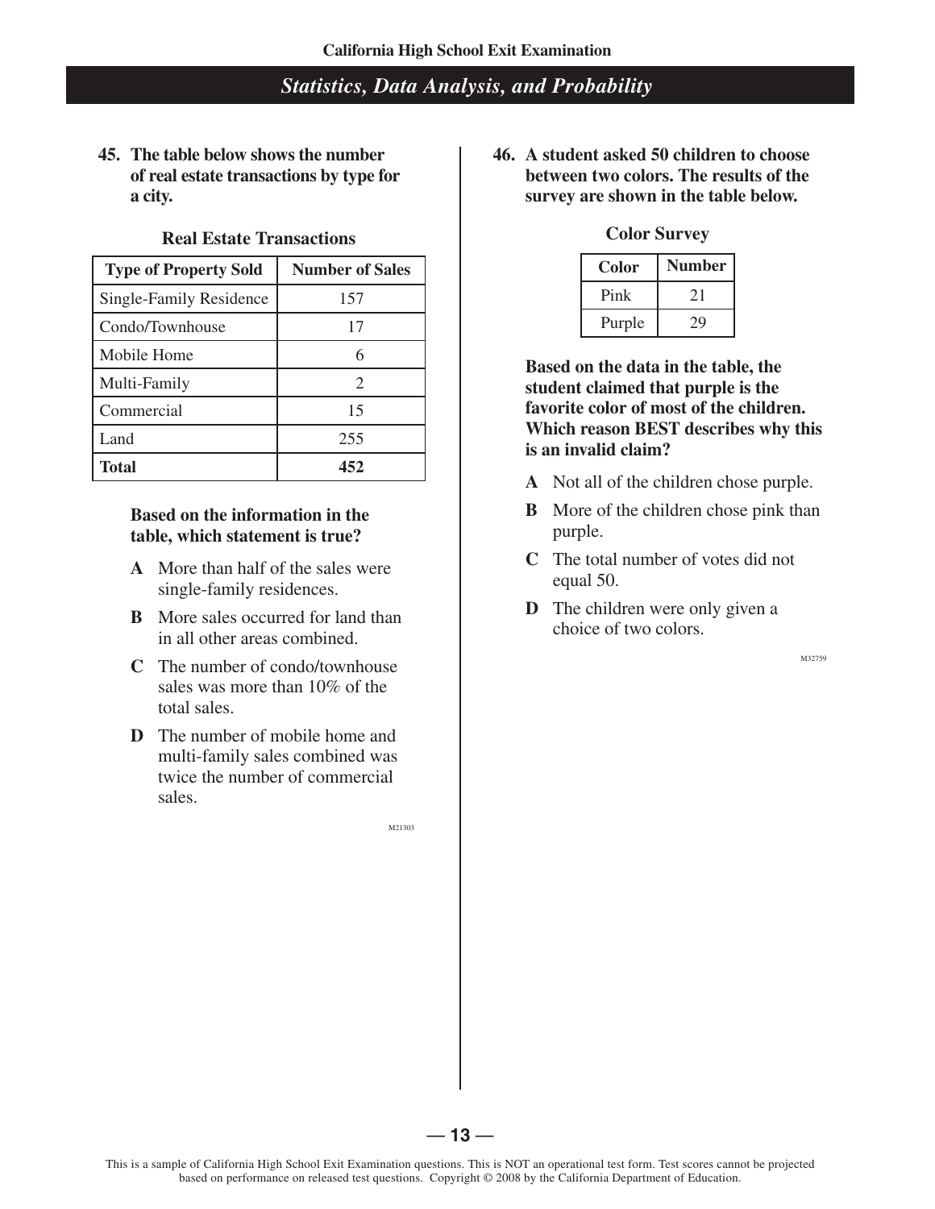## Statistics, Data Analysis, and Probability

**45. The table below shows the number of real estate transactions by type for a city.**

**Real Estate Transactions**

| Type of Property Sold | Number of Sales |
| --- | --- |
| Single-Family Residence | 157 |
| Condo/Townhouse | 17 |
| Mobile Home | 6 |
| Multi-Family | 2 |
| Commercial | 15 |
| Land | 255 |
| **Total** | **452** |

**Based on the information in the table, which statement is true?**

- **A** More than half of the sales were single-family residences.
- **B** More sales occurred for land than in all other areas combined.
- **C** The number of condo/townhouse sales was more than 10% of the total sales.
- **D** The number of mobile home and multi-family sales combined was twice the number of commercial sales.

M21303

**46. A student asked 50 children to choose between two colors. The results of the survey are shown in the table below.**

**Color Survey**

| Color | Number |
| --- | --- |
| Pink | 21 |
| Purple | 29 |

**Based on the data in the table, the student claimed that purple is the favorite color of most of the children. Which reason BEST describes why this is an invalid claim?**

- **A** Not all of the children chose purple.
- **B** More of the children chose pink than purple.
- **C** The total number of votes did not equal 50.
- **D** The children were only given a choice of two colors.

M32759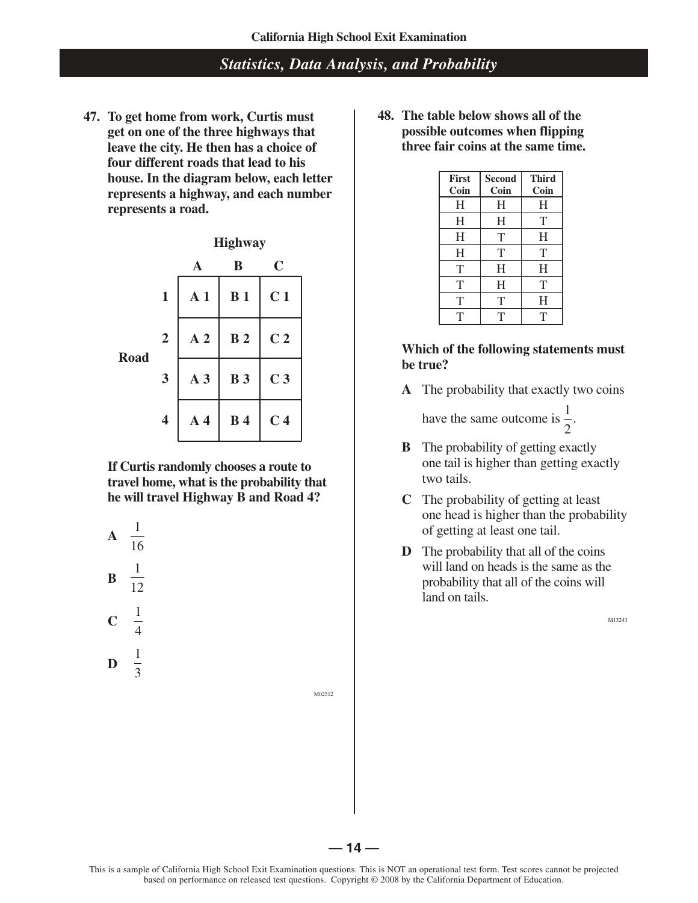## Statistics, Data Analysis, and Probability

**47. To get home from work, Curtis must get on one of the three highways that leave the city. He then has a choice of four different roads that lead to his house. In the diagram below, each letter represents a highway, and each number represents a road.**

| | | Highway | | |
|---|---|---|---|---|
| | | **A** | **B** | **C** |
| **Road** | **1** | **A 1** | **B 1** | **C 1** |
| | **2** | **A 2** | **B 2** | **C 2** |
| | **3** | **A 3** | **B 3** | **C 3** |
| | **4** | **A 4** | **B 4** | **C 4** |

**If Curtis randomly chooses a route to travel home, what is the probability that he will travel Highway B and Road 4?**

**A** $\frac{1}{16}$

**B** $\frac{1}{12}$

**C** $\frac{1}{4}$

**D** $\frac{1}{3}$

M02512

**48. The table below shows all of the possible outcomes when flipping three fair coins at the same time.**

| First Coin | Second Coin | Third Coin |
|---|---|---|
| H | H | H |
| H | H | T |
| H | T | H |
| H | T | T |
| T | H | H |
| T | H | T |
| T | T | H |
| T | T | T |

**Which of the following statements must be true?**

**A** The probability that exactly two coins have the same outcome is $\frac{1}{2}$.

**B** The probability of getting exactly one tail is higher than getting exactly two tails.

**C** The probability of getting at least one head is higher than the probability of getting at least one tail.

**D** The probability that all of the coins will land on heads is the same as the probability that all of the coins will land on tails.

M13243

This is a sample of California High School Exit Examination questions. This is NOT an operational test form. Test scores cannot be projected based on performance on released test questions. Copyright © 2008 by the California Department of Education.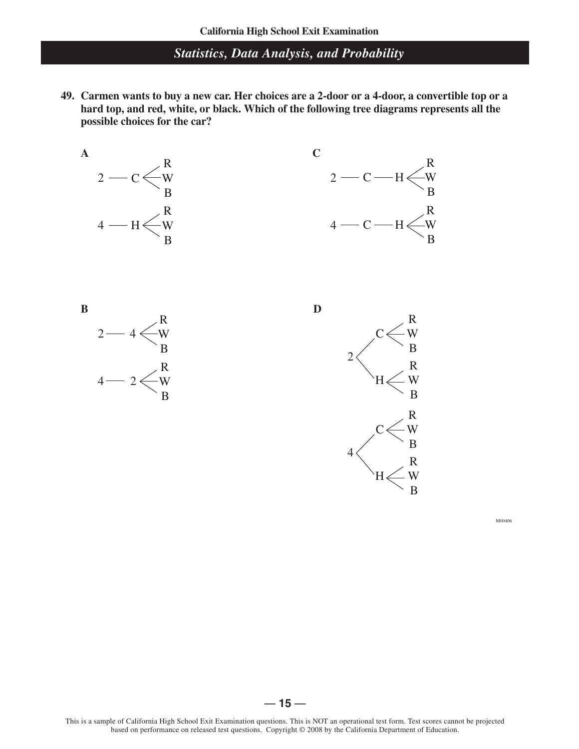## Statistics, Data Analysis, and Probability

**49. Carmen wants to buy a new car. Her choices are a 2-door or a 4-door, a convertible top or a hard top, and red, white, or black. Which of the following tree diagrams represents all the possible choices for the car?**

**A**

```
2 — C < R, W, B
4 — H < R, W, B
```

**B**

```
2 — 4 < R, W, B
4 — 2 < R, W, B
```

**C**

```
2 — C — H < R, W, B
4 — C — H < R, W, B
```

**D**

```
2 < C < R, W, B
    H < R, W, B
4 < C < R, W, B
    H < R, W, B
```

M00406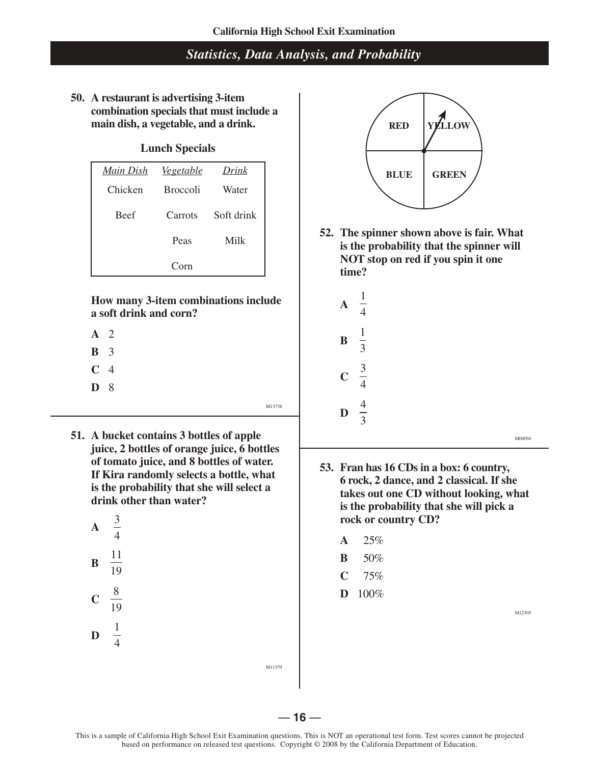## Statistics, Data Analysis, and Probability

**50. A restaurant is advertising 3-item combination specials that must include a main dish, a vegetable, and a drink.**

**Lunch Specials**

| *Main Dish* | *Vegetable* | *Drink* |
|---|---|---|
| Chicken | Broccoli | Water |
| Beef | Carrots | Soft drink |
| | Peas | Milk |
| | Corn | |

**How many 3-item combinations include a soft drink and corn?**

**A** 2

**B** 3

**C** 4

**D** 8

M13738

**51. A bucket contains 3 bottles of apple juice, 2 bottles of orange juice, 6 bottles of tomato juice, and 8 bottles of water. If Kira randomly selects a bottle, what is the probability that she will select a drink other than water?**

**A** $\frac{3}{4}$

**B** $\frac{11}{19}$

**C** $\frac{8}{19}$

**D** $\frac{1}{4}$

M11379

RED | YELLOW
BLUE | GREEN

**52. The spinner shown above is fair. What is the probability that the spinner will NOT stop on red if you spin it one time?**

**A** $\frac{1}{4}$

**B** $\frac{1}{3}$

**C** $\frac{3}{4}$

**D** $\frac{4}{3}$

M00094

**53. Fran has 16 CDs in a box: 6 country, 6 rock, 2 dance, and 2 classical. If she takes out one CD without looking, what is the probability that she will pick a rock or country CD?**

**A** 25%

**B** 50%

**C** 75%

**D** 100%

M12305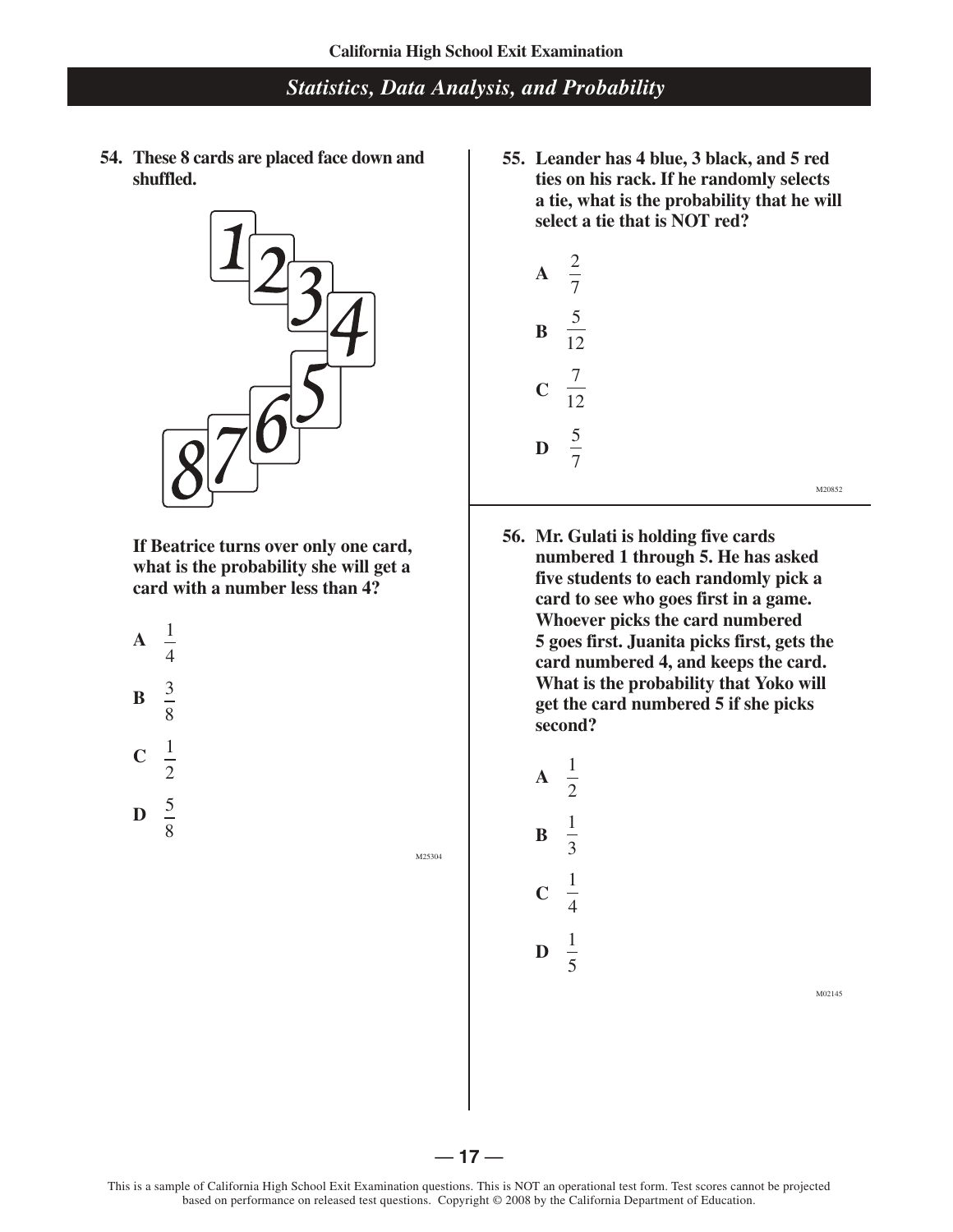## Statistics, Data Analysis, and Probability

**54. These 8 cards are placed face down and shuffled.**

1 2 3 4 5 6 7 8

**If Beatrice turns over only one card, what is the probability she will get a card with a number less than 4?**

**A** $\frac{1}{4}$

**B** $\frac{3}{8}$

**C** $\frac{1}{2}$

**D** $\frac{5}{8}$

M25304

**55. Leander has 4 blue, 3 black, and 5 red ties on his rack. If he randomly selects a tie, what is the probability that he will select a tie that is NOT red?**

**A** $\frac{2}{7}$

**B** $\frac{5}{12}$

**C** $\frac{7}{12}$

**D** $\frac{5}{7}$

M20852

**56. Mr. Gulati is holding five cards numbered 1 through 5. He has asked five students to each randomly pick a card to see who goes first in a game. Whoever picks the card numbered 5 goes first. Juanita picks first, gets the card numbered 4, and keeps the card. What is the probability that Yoko will get the card numbered 5 if she picks second?**

**A** $\frac{1}{2}$

**B** $\frac{1}{3}$

**C** $\frac{1}{4}$

**D** $\frac{1}{5}$

M02145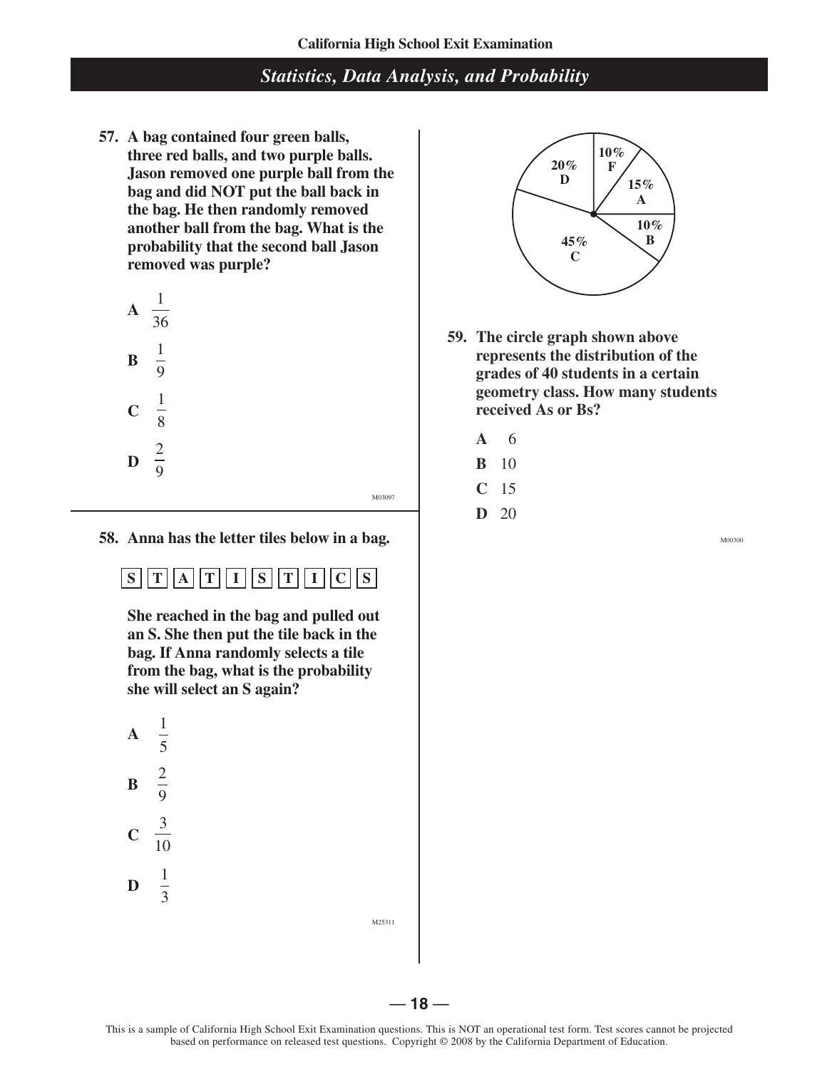## Statistics, Data Analysis, and Probability

**57. A bag contained four green balls, three red balls, and two purple balls. Jason removed one purple ball from the bag and did NOT put the ball back in the bag. He then randomly removed another ball from the bag. What is the probability that the second ball Jason removed was purple?**

**A** $\frac{1}{36}$

**B** $\frac{1}{9}$

**C** $\frac{1}{8}$

**D** $\frac{2}{9}$

M03097

**58. Anna has the letter tiles below in a bag.**

**S T A T I S T I C S**

**She reached in the bag and pulled out an S. She then put the tile back in the bag. If Anna randomly selects a tile from the bag, what is the probability she will select an S again?**

**A** $\frac{1}{5}$

**B** $\frac{2}{9}$

**C** $\frac{3}{10}$

**D** $\frac{1}{3}$

M25311

| Grade | Percent |
|---|---|
| A | 15% |
| B | 10% |
| C | 45% |
| D | 20% |
| F | 10% |

**59. The circle graph shown above represents the distribution of the grades of 40 students in a certain geometry class. How many students received As or Bs?**

**A** 6

**B** 10

**C** 15

**D** 20

M00300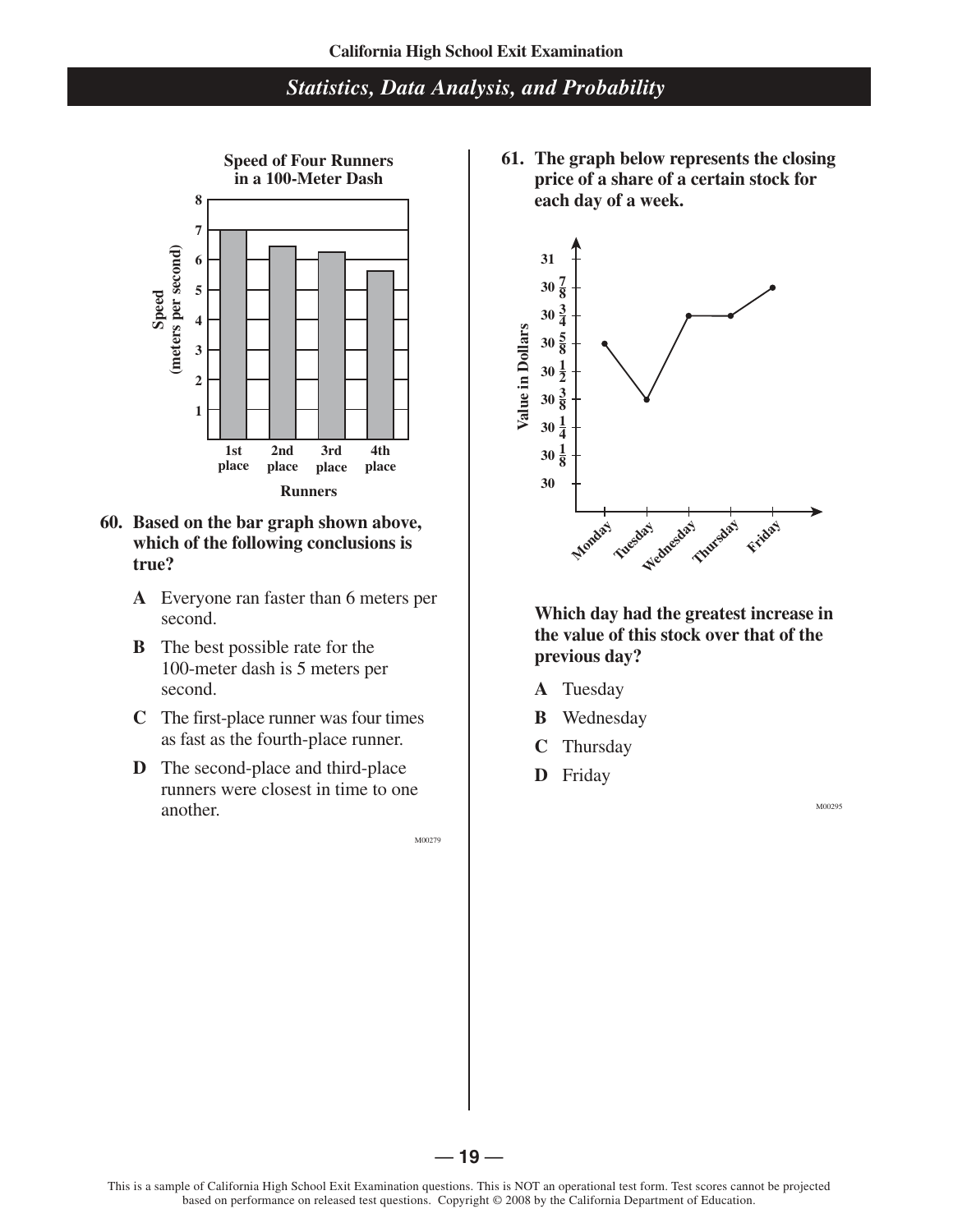## Statistics, Data Analysis, and Probability

**Speed of Four Runners in a 100-Meter Dash**

**60. Based on the bar graph shown above, which of the following conclusions is true?**

- **A** Everyone ran faster than 6 meters per second.
- **B** The best possible rate for the 100-meter dash is 5 meters per second.
- **C** The first-place runner was four times as fast as the fourth-place runner.
- **D** The second-place and third-place runners were closest in time to one another.

M00279

**61. The graph below represents the closing price of a share of a certain stock for each day of a week.**

**Which day had the greatest increase in the value of this stock over that of the previous day?**

- **A** Tuesday
- **B** Wednesday
- **C** Thursday
- **D** Friday

M00295

This is a sample of California High School Exit Examination questions. This is NOT an operational test form. Test scores cannot be projected based on performance on released test questions. Copyright © 2008 by the California Department of Education.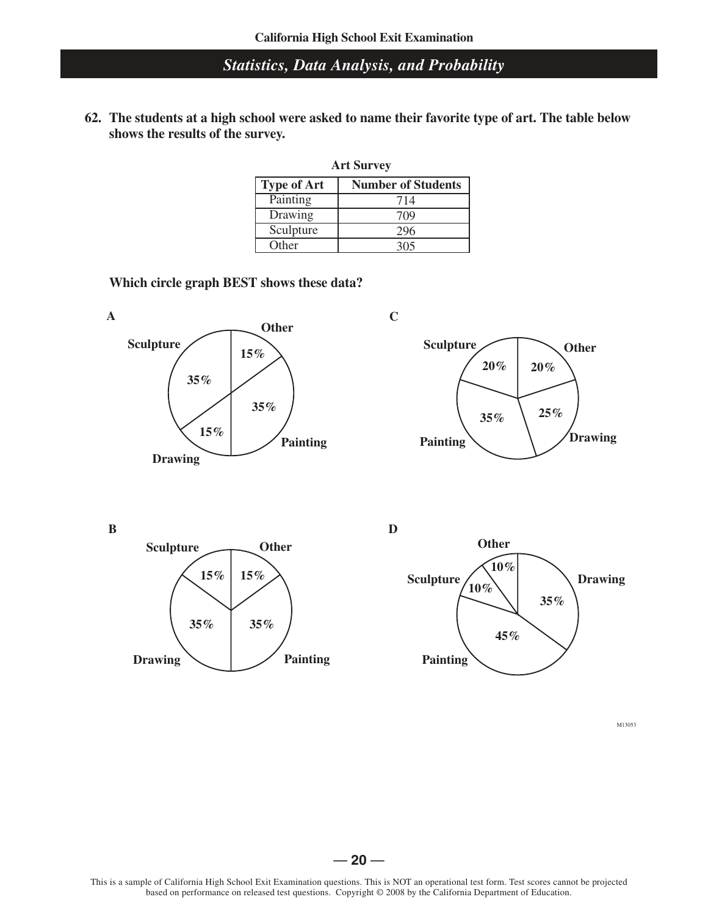## Statistics, Data Analysis, and Probability

**62. The students at a high school were asked to name their favorite type of art. The table below shows the results of the survey.**

**Art Survey**

| Type of Art | Number of Students |
|---|---|
| Painting | 714 |
| Drawing | 709 |
| Sculpture | 296 |
| Other | 305 |

**Which circle graph BEST shows these data?**

**A**

Other 15%, Painting 35%, Drawing 15%, Sculpture 35%

**B**

Other 15%, Painting 35%, Drawing 35%, Sculpture 15%

**C**

Other 20%, Drawing 25%, Painting 35%, Sculpture 20%

**D**

Drawing 35%, Painting 45%, Sculpture 10%, Other 10%

M13053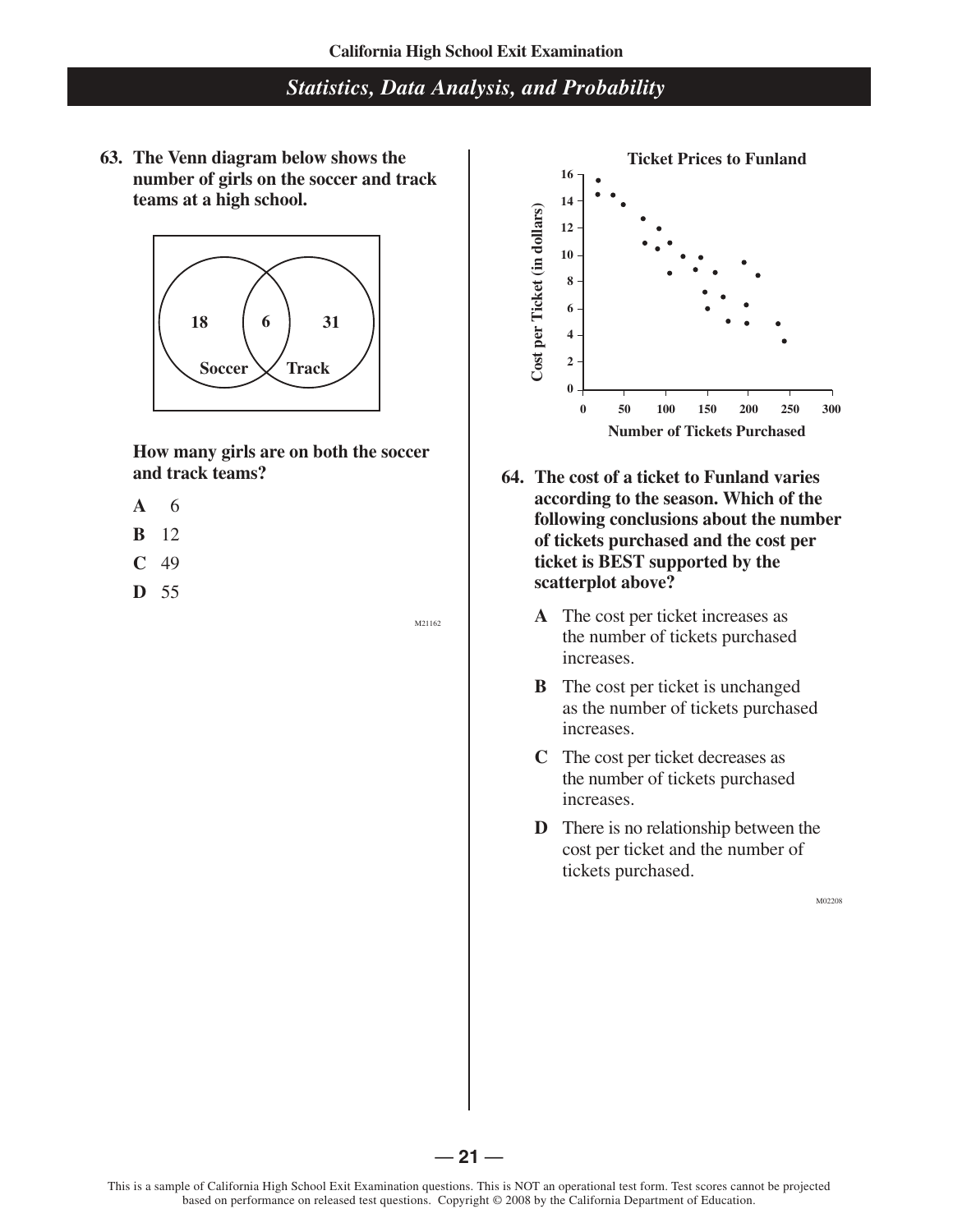## Statistics, Data Analysis, and Probability

**63. The Venn diagram below shows the number of girls on the soccer and track teams at a high school.**

Soccer: 18 | Both: 6 | Track: 31

**How many girls are on both the soccer and track teams?**

- **A** 6
- **B** 12
- **C** 49
- **D** 55

M21162

**Ticket Prices to Funland**

Cost per Ticket (in dollars) vs. Number of Tickets Purchased

**64. The cost of a ticket to Funland varies according to the season. Which of the following conclusions about the number of tickets purchased and the cost per ticket is BEST supported by the scatterplot above?**

- **A** The cost per ticket increases as the number of tickets purchased increases.
- **B** The cost per ticket is unchanged as the number of tickets purchased increases.
- **C** The cost per ticket decreases as the number of tickets purchased increases.
- **D** There is no relationship between the cost per ticket and the number of tickets purchased.

M02208

This is a sample of California High School Exit Examination questions. This is NOT an operational test form. Test scores cannot be projected based on performance on released test questions. Copyright © 2008 by the California Department of Education.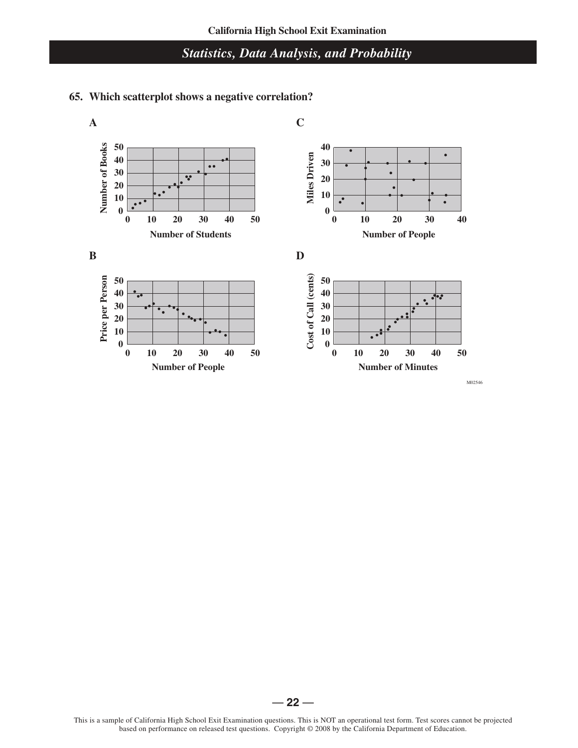## Statistics, Data Analysis, and Probability

**65. Which scatterplot shows a negative correlation?**

**A**

**B**

**C**

**D**

M02546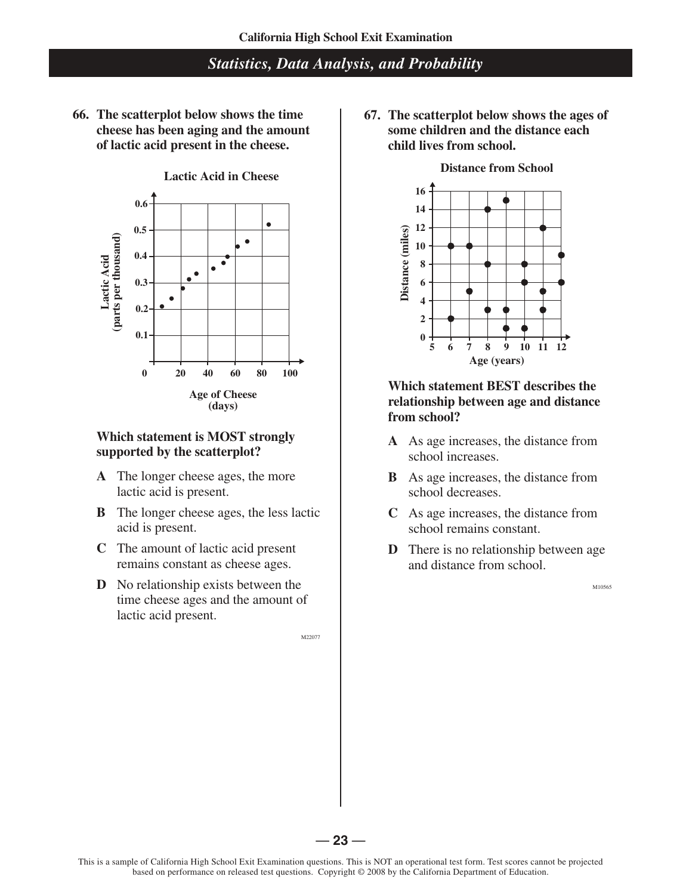## Statistics, Data Analysis, and Probability

**66. The scatterplot below shows the time cheese has been aging and the amount of lactic acid present in the cheese.**

**Lactic Acid in Cheese**

**Which statement is MOST strongly supported by the scatterplot?**

- **A** The longer cheese ages, the more lactic acid is present.
- **B** The longer cheese ages, the less lactic acid is present.
- **C** The amount of lactic acid present remains constant as cheese ages.
- **D** No relationship exists between the time cheese ages and the amount of lactic acid present.

M22077

**67. The scatterplot below shows the ages of some children and the distance each child lives from school.**

**Distance from School**

**Which statement BEST describes the relationship between age and distance from school?**

- **A** As age increases, the distance from school increases.
- **B** As age increases, the distance from school decreases.
- **C** As age increases, the distance from school remains constant.
- **D** There is no relationship between age and distance from school.

M10565

This is a sample of California High School Exit Examination questions. This is NOT an operational test form. Test scores cannot be projected based on performance on released test questions. Copyright © 2008 by the California Department of Education.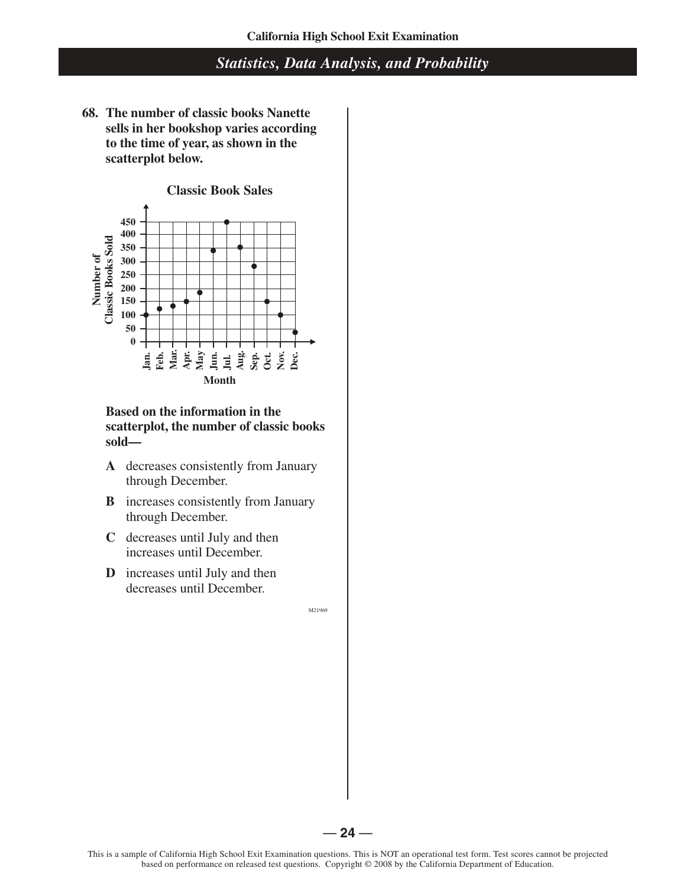## Statistics, Data Analysis, and Probability

**68. The number of classic books Nanette sells in her bookshop varies according to the time of year, as shown in the scatterplot below.**

**Classic Book Sales**

Number of Classic Books Sold

450
400
350
300
250
200
150
100
50
0

Jan. Feb. Mar. Apr. May Jun. Jul. Aug. Sep. Oct. Nov. Dec.

Month

**Based on the information in the scatterplot, the number of classic books sold—**

**A** decreases consistently from January through December.

**B** increases consistently from January through December.

**C** decreases until July and then increases until December.

**D** increases until July and then decreases until December.

M21969